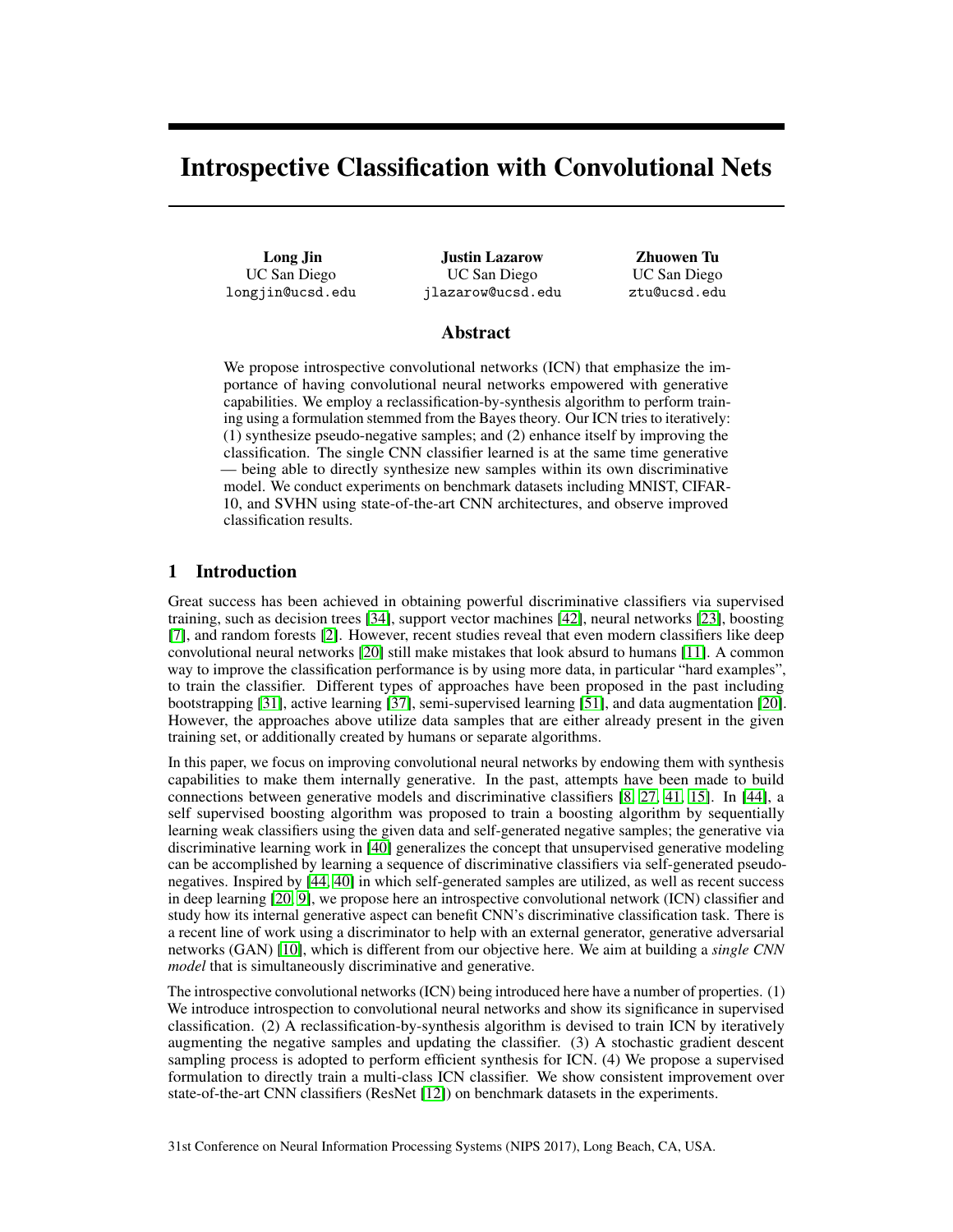# Introspective Classification with Convolutional Nets

**Long Jin**
UC San Diego
longjin@ucsd.edu

**Justin Lazarow**
UC San Diego
jlazarow@ucsd.edu

**Zhuowen Tu**
UC San Diego
ztu@ucsd.edu

## Abstract

We propose introspective convolutional networks (ICN) that emphasize the importance of having convolutional neural networks empowered with generative capabilities. We employ a reclassification-by-synthesis algorithm to perform training using a formulation stemmed from the Bayes theory. Our ICN tries to iteratively: (1) synthesize pseudo-negative samples; and (2) enhance itself by improving the classification. The single CNN classifier learned is at the same time generative — being able to directly synthesize new samples within its own discriminative model. We conduct experiments on benchmark datasets including MNIST, CIFAR-10, and SVHN using state-of-the-art CNN architectures, and observe improved classification results.

## 1 Introduction

Great success has been achieved in obtaining powerful discriminative classifiers via supervised training, such as decision trees [34], support vector machines [42], neural networks [23], boosting [7], and random forests [2]. However, recent studies reveal that even modern classifiers like deep convolutional neural networks [20] still make mistakes that look absurd to humans [11]. A common way to improve the classification performance is by using more data, in particular "hard examples", to train the classifier. Different types of approaches have been proposed in the past including bootstrapping [31], active learning [37], semi-supervised learning [51], and data augmentation [20]. However, the approaches above utilize data samples that are either already present in the given training set, or additionally created by humans or separate algorithms.

In this paper, we focus on improving convolutional neural networks by endowing them with synthesis capabilities to make them internally generative. In the past, attempts have been made to build connections between generative models and discriminative classifiers [8, 27, 41, 15]. In [44], a self supervised boosting algorithm was proposed to train a boosting algorithm by sequentially learning weak classifiers using the given data and self-generated negative samples; the generative via discriminative learning work in [40] generalizes the concept that unsupervised generative modeling can be accomplished by learning a sequence of discriminative classifiers via self-generated pseudo-negatives. Inspired by [44, 40] in which self-generated samples are utilized, as well as recent success in deep learning [20, 9], we propose here an introspective convolutional network (ICN) classifier and study how its internal generative aspect can benefit CNN's discriminative classification task. There is a recent line of work using a discriminator to help with an external generator, generative adversarial networks (GAN) [10], which is different from our objective here. We aim at building a *single CNN model* that is simultaneously discriminative and generative.

The introspective convolutional networks (ICN) being introduced here have a number of properties. (1) We introduce introspection to convolutional neural networks and show its significance in supervised classification. (2) A reclassification-by-synthesis algorithm is devised to train ICN by iteratively augmenting the negative samples and updating the classifier. (3) A stochastic gradient descent sampling process is adopted to perform efficient synthesis for ICN. (4) We propose a supervised formulation to directly train a multi-class ICN classifier. We show consistent improvement over state-of-the-art CNN classifiers (ResNet [12]) on benchmark datasets in the experiments.

31st Conference on Neural Information Processing Systems (NIPS 2017), Long Beach, CA, USA.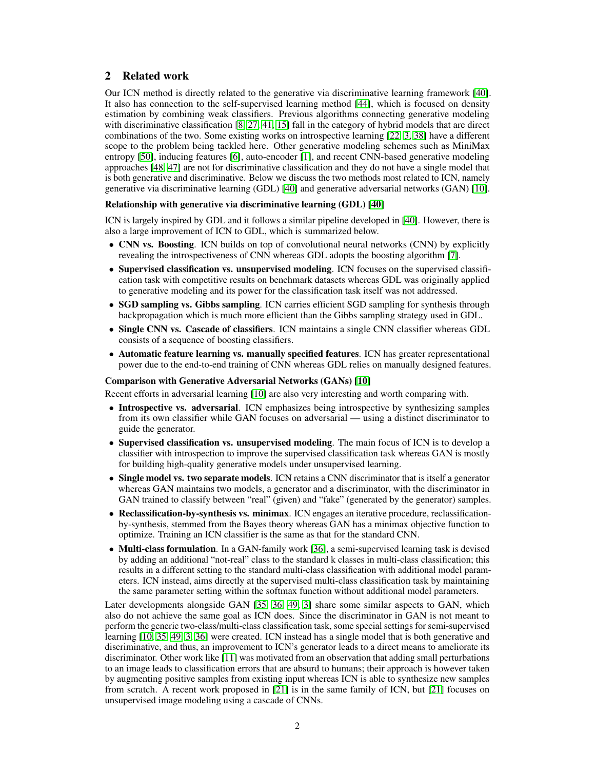## 2 Related work

Our ICN method is directly related to the generative via discriminative learning framework [40]. It also has connection to the self-supervised learning method [44], which is focused on density estimation by combining weak classifiers. Previous algorithms connecting generative modeling with discriminative classification [8, 27, 41, 15] fall in the category of hybrid models that are direct combinations of the two. Some existing works on introspective learning [22, 3, 38] have a different scope to the problem being tackled here. Other generative modeling schemes such as MiniMax entropy [50], inducing features [6], auto-encoder [1], and recent CNN-based generative modeling approaches [48, 47] are not for discriminative classification and they do not have a single model that is both generative and discriminative. Below we discuss the two methods most related to ICN, namely generative via discriminative learning (GDL) [40] and generative adversarial networks (GAN) [10].

**Relationship with generative via discriminative learning (GDL) [40]**

ICN is largely inspired by GDL and it follows a similar pipeline developed in [40]. However, there is also a large improvement of ICN to GDL, which is summarized below.

- **CNN vs. Boosting**. ICN builds on top of convolutional neural networks (CNN) by explicitly revealing the introspectiveness of CNN whereas GDL adopts the boosting algorithm [7].
- **Supervised classification vs. unsupervised modeling**. ICN focuses on the supervised classification task with competitive results on benchmark datasets whereas GDL was originally applied to generative modeling and its power for the classification task itself was not addressed.
- **SGD sampling vs. Gibbs sampling**. ICN carries efficient SGD sampling for synthesis through backpropagation which is much more efficient than the Gibbs sampling strategy used in GDL.
- **Single CNN vs. Cascade of classifiers**. ICN maintains a single CNN classifier whereas GDL consists of a sequence of boosting classifiers.
- **Automatic feature learning vs. manually specified features**. ICN has greater representational power due to the end-to-end training of CNN whereas GDL relies on manually designed features.

**Comparison with Generative Adversarial Networks (GANs) [10]**

Recent efforts in adversarial learning [10] are also very interesting and worth comparing with.

- **Introspective vs. adversarial**. ICN emphasizes being introspective by synthesizing samples from its own classifier while GAN focuses on adversarial — using a distinct discriminator to guide the generator.
- **Supervised classification vs. unsupervised modeling**. The main focus of ICN is to develop a classifier with introspection to improve the supervised classification task whereas GAN is mostly for building high-quality generative models under unsupervised learning.
- **Single model vs. two separate models**. ICN retains a CNN discriminator that is itself a generator whereas GAN maintains two models, a generator and a discriminator, with the discriminator in GAN trained to classify between "real" (given) and "fake" (generated by the generator) samples.
- **Reclassification-by-synthesis vs. minimax**. ICN engages an iterative procedure, reclassification-by-synthesis, stemmed from the Bayes theory whereas GAN has a minimax objective function to optimize. Training an ICN classifier is the same as that for the standard CNN.
- **Multi-class formulation**. In a GAN-family work [36], a semi-supervised learning task is devised by adding an additional "not-real" class to the standard k classes in multi-class classification; this results in a different setting to the standard multi-class classification with additional model parameters. ICN instead, aims directly at the supervised multi-class classification task by maintaining the same parameter setting within the softmax function without additional model parameters.

Later developments alongside GAN [35, 36, 49, 3] share some similar aspects to GAN, which also do not achieve the same goal as ICN does. Since the discriminator in GAN is not meant to perform the generic two-class/multi-class classification task, some special settings for semi-supervised learning [10, 35, 49, 3, 36] were created. ICN instead has a single model that is both generative and discriminative, and thus, an improvement to ICN's generator leads to a direct means to ameliorate its discriminator. Other work like [11] was motivated from an observation that adding small perturbations to an image leads to classification errors that are absurd to humans; their approach is however taken by augmenting positive samples from existing input whereas ICN is able to synthesize new samples from scratch. A recent work proposed in [21] is in the same family of ICN, but [21] focuses on unsupervised image modeling using a cascade of CNNs.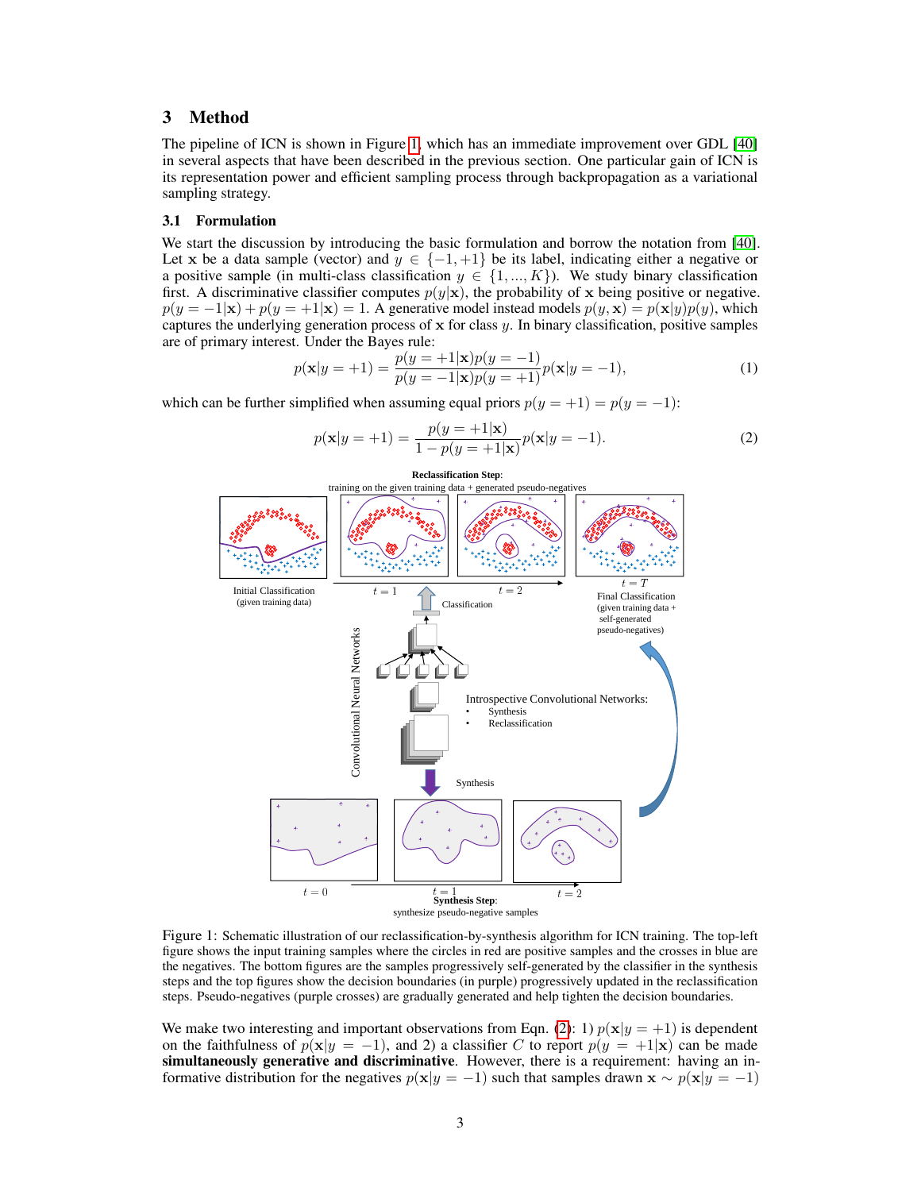## 3 Method

The pipeline of ICN is shown in Figure 1, which has an immediate improvement over GDL [40] in several aspects that have been described in the previous section. One particular gain of ICN is its representation power and efficient sampling process through backpropagation as a variational sampling strategy.

### 3.1 Formulation

We start the discussion by introducing the basic formulation and borrow the notation from [40]. Let $\mathbf{x}$ be a data sample (vector) and $y \in \{-1, +1\}$ be its label, indicating either a negative or a positive sample (in multi-class classification $y \in \{1, ..., K\}$). We study binary classification first. A discriminative classifier computes $p(y|\mathbf{x})$, the probability of $\mathbf{x}$ being positive or negative. $p(y = -1|\mathbf{x}) + p(y = +1|\mathbf{x}) = 1$. A generative model instead models $p(y, \mathbf{x}) = p(\mathbf{x}|y)p(y)$, which captures the underlying generation process of $\mathbf{x}$ for class $y$. In binary classification, positive samples are of primary interest. Under the Bayes rule:

$$p(\mathbf{x}|y = +1) = \frac{p(y = +1|\mathbf{x})p(y = -1)}{p(y = -1|\mathbf{x})p(y = +1)} p(\mathbf{x}|y = -1), \tag{1}$$

which can be further simplified when assuming equal priors $p(y = +1) = p(y = -1)$:

$$p(\mathbf{x}|y = +1) = \frac{p(y = +1|\mathbf{x})}{1 - p(y = +1|\mathbf{x})} p(\mathbf{x}|y = -1). \tag{2}$$

Figure 1: Schematic illustration of our reclassification-by-synthesis algorithm for ICN training. The top-left figure shows the input training samples where the circles in red are positive samples and the crosses in blue are the negatives. The bottom figures are the samples progressively self-generated by the classifier in the synthesis steps and the top figures show the decision boundaries (in purple) progressively updated in the reclassification steps. Pseudo-negatives (purple crosses) are gradually generated and help tighten the decision boundaries.

We make two interesting and important observations from Eqn. (2): 1) $p(\mathbf{x}|y = +1)$ is dependent on the faithfulness of $p(\mathbf{x}|y = -1)$, and 2) a classifier $C$ to report $p(y = +1|\mathbf{x})$ can be made **simultaneously generative and discriminative**. However, there is a requirement: having an informative distribution for the negatives $p(\mathbf{x}|y = -1)$ such that samples drawn $\mathbf{x} \sim p(\mathbf{x}|y = -1)$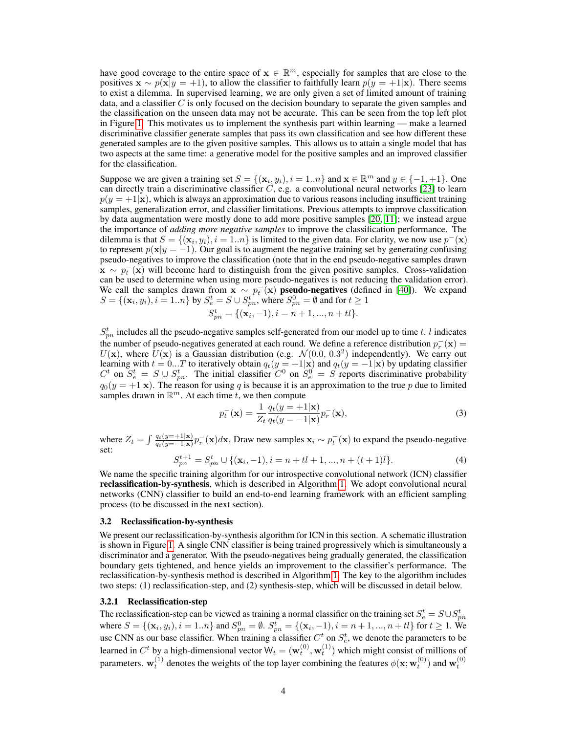have good coverage to the entire space of $\mathbf{x} \in \mathbb{R}^m$, especially for samples that are close to the positives $\mathbf{x} \sim p(\mathbf{x}|y = +1)$, to allow the classifier to faithfully learn $p(y = +1|\mathbf{x})$. There seems to exist a dilemma. In supervised learning, we are only given a set of limited amount of training data, and a classifier $C$ is only focused on the decision boundary to separate the given samples and the classification on the unseen data may not be accurate. This can be seen from the top left plot in Figure 1. This motivates us to implement the synthesis part within learning — make a learned discriminative classifier generate samples that pass its own classification and see how different these generated samples are to the given positive samples. This allows us to attain a single model that has two aspects at the same time: a generative model for the positive samples and an improved classifier for the classification.

Suppose we are given a training set $S = \{(\mathbf{x}_i, y_i), i = 1..n\}$ and $\mathbf{x} \in \mathbb{R}^m$ and $y \in \{-1, +1\}$. One can directly train a discriminative classifier $C$, e.g. a convolutional neural networks [23] to learn $p(y = +1|\mathbf{x})$, which is always an approximation due to various reasons including insufficient training samples, generalization error, and classifier limitations. Previous attempts to improve classification by data augmentation were mostly done to add more positive samples [20, 11]; we instead argue the importance of *adding more negative samples* to improve the classification performance. The dilemma is that $S = \{(\mathbf{x}_i, y_i), i = 1..n\}$ is limited to the given data. For clarity, we now use $p^-(\mathbf{x})$ to represent $p(\mathbf{x}|y = -1)$. Our goal is to augment the negative training set by generating confusing pseudo-negatives to improve the classification (note that in the end pseudo-negative samples drawn $\mathbf{x} \sim p_t^-(\mathbf{x})$ will become hard to distinguish from the given positive samples. Cross-validation can be used to determine when using more pseudo-negatives is not reducing the validation error). We call the samples drawn from $\mathbf{x} \sim p_t^-(\mathbf{x})$ **pseudo-negatives** (defined in [40]). We expand $S = \{(\mathbf{x}_i, y_i), i = 1..n\}$ by $S_e^t = S \cup S_{pn}^t$, where $S_{pn}^0 = \emptyset$ and for $t \geq 1$

$$S_{pn}^t = \{(\mathbf{x}_i, -1), i = n + 1, ..., n + tl\}.$$

$S_{pn}^t$ includes all the pseudo-negative samples self-generated from our model up to time $t$. $l$ indicates the number of pseudo-negatives generated at each round. We define a reference distribution $p_r^-(\mathbf{x}) = U(\mathbf{x})$, where $U(\mathbf{x})$ is a Gaussian distribution (e.g. $\mathcal{N}(0.0, 0.3^2)$ independently). We carry out learning with $t = 0...T$ to iteratively obtain $q_t(y = +1|\mathbf{x})$ and $q_t(y = -1|\mathbf{x})$ by updating classifier $C^t$ on $S_e^t = S \cup S_{pn}^t$. The initial classifier $C^0$ on $S_e^0 = S$ reports discriminative probability $q_0(y = +1|\mathbf{x})$. The reason for using $q$ is because it is an approximation to the true $p$ due to limited samples drawn in $\mathbb{R}^m$. At each time $t$, we then compute

$$p_t^-(\mathbf{x}) = \frac{1}{Z_t} \frac{q_t(y = +1|\mathbf{x})}{q_t(y = -1|\mathbf{x})} p_r^-(\mathbf{x}), \tag{3}$$

where $Z_t = \int \frac{q_t(y=+1|\mathbf{x})}{q_t(y=-1|\mathbf{x})} p_r^-(\mathbf{x}) d\mathbf{x}$. Draw new samples $\mathbf{x}_i \sim p_t^-(\mathbf{x})$ to expand the pseudo-negative set:

$$S_{pn}^{t+1} = S_{pn}^t \cup \{(\mathbf{x}_i, -1), i = n + tl + 1, ..., n + (t + 1)l\}. \tag{4}$$

We name the specific training algorithm for our introspective convolutional network (ICN) classifier **reclassification-by-synthesis**, which is described in Algorithm 1. We adopt convolutional neural networks (CNN) classifier to build an end-to-end learning framework with an efficient sampling process (to be discussed in the next section).

### 3.2 Reclassification-by-synthesis

We present our reclassification-by-synthesis algorithm for ICN in this section. A schematic illustration is shown in Figure 1. A single CNN classifier is being trained progressively which is simultaneously a discriminator and a generator. With the pseudo-negatives being gradually generated, the classification boundary gets tightened, and hence yields an improvement to the classifier's performance. The reclassification-by-synthesis method is described in Algorithm 1. The key to the algorithm includes two steps: (1) reclassification-step, and (2) synthesis-step, which will be discussed in detail below.

#### 3.2.1 Reclassification-step

The reclassification-step can be viewed as training a normal classifier on the training set $S_e^t = S \cup S_{pn}^t$ where $S = \{(\mathbf{x}_i, y_i), i = 1..n\}$ and $S_{pn}^0 = \emptyset$. $S_{pn}^t = \{(\mathbf{x}_i, -1), i = n + 1, ..., n + tl\}$ for $t \geq 1$. We use CNN as our base classifier. When training a classifier $C^t$ on $S_e^t$, we denote the parameters to be learned in $C^t$ by a high-dimensional vector $\mathsf{W}_t = (\mathbf{w}_t^{(0)}, \mathbf{w}_t^{(1)})$ which might consist of millions of parameters. $\mathbf{w}_t^{(1)}$ denotes the weights of the top layer combining the features $\phi(\mathbf{x}; \mathbf{w}_t^{(0)})$ and $\mathbf{w}_t^{(0)}$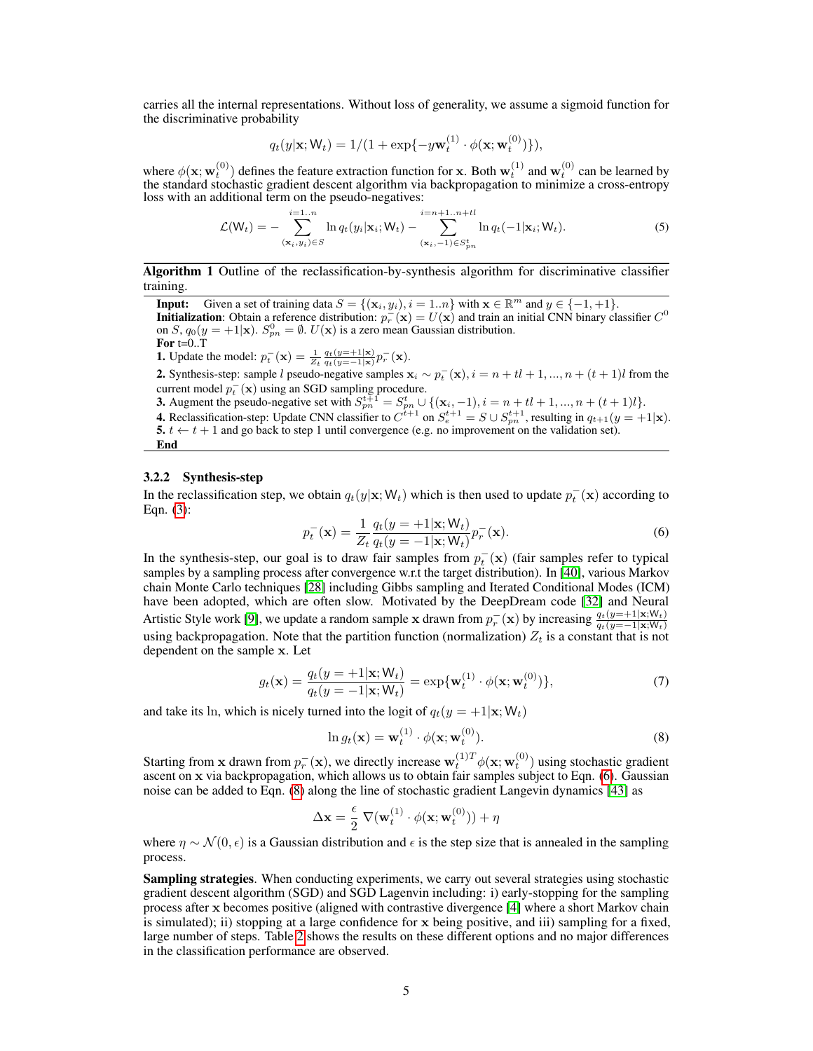carries all the internal representations. Without loss of generality, we assume a sigmoid function for the discriminative probability

$$q_t(y|\mathbf{x}; \mathsf{W}_t) = 1/(1 + \exp\{-y\mathbf{w}_t^{(1)} \cdot \phi(\mathbf{x}; \mathbf{w}_t^{(0)})\}),$$

where $\phi(\mathbf{x}; \mathbf{w}_t^{(0)})$ defines the feature extraction function for $\mathbf{x}$. Both $\mathbf{w}_t^{(1)}$ and $\mathbf{w}_t^{(0)}$ can be learned by the standard stochastic gradient descent algorithm via backpropagation to minimize a cross-entropy loss with an additional term on the pseudo-negatives:

$$\mathcal{L}(\mathsf{W}_t) = -\sum_{(\mathbf{x}_i, y_i) \in S}^{i=1..n} \ln q_t(y_i|\mathbf{x}_i; \mathsf{W}_t) - \sum_{(\mathbf{x}_i, -1) \in S_{pn}^t}^{i=n+1..n+tl} \ln q_t(-1|\mathbf{x}_i; \mathsf{W}_t). \tag{5}$$

**Algorithm 1** Outline of the reclassification-by-synthesis algorithm for discriminative classifier training.

**Input:** Given a set of training data $S = \{(\mathbf{x}_i, y_i), i = 1..n\}$ with $\mathbf{x} \in \mathbb{R}^m$ and $y \in \{-1, +1\}$.
**Initialization**: Obtain a reference distribution: $p_r^-(\mathbf{x}) = U(\mathbf{x})$ and train an initial CNN binary classifier $C^0$ on $S$, $q_0(y = +1|\mathbf{x})$. $S_{pn}^0 = \emptyset$. $U(\mathbf{x})$ is a zero mean Gaussian distribution.
**For** t=0..T
**1.** Update the model: $p_t^-(\mathbf{x}) = \frac{1}{Z_t} \frac{q_t(y=+1|\mathbf{x})}{q_t(y=-1|\mathbf{x})} p_r^-(\mathbf{x})$.
**2.** Synthesis-step: sample $l$ pseudo-negative samples $\mathbf{x}_i \sim p_t^-(\mathbf{x}), i = n + tl + 1, ..., n + (t+1)l$ from the current model $p_t^-(\mathbf{x})$ using an SGD sampling procedure.
**3.** Augment the pseudo-negative set with $S_{pn}^{t+1} = S_{pn}^t \cup \{(\mathbf{x}_i, -1), i = n + tl + 1, ..., n + (t+1)l\}$.
**4.** Reclassification-step: Update CNN classifier to $C^{t+1}$ on $S_e^{t+1} = S \cup S_{pn}^{t+1}$, resulting in $q_{t+1}(y = +1|\mathbf{x})$.
**5.** $t \leftarrow t + 1$ and go back to step 1 until convergence (e.g. no improvement on the validation set).
**End**

### 3.2.2 Synthesis-step

In the reclassification step, we obtain $q_t(y|\mathbf{x}; \mathsf{W}_t)$ which is then used to update $p_t^-(\mathbf{x})$ according to Eqn. (3):

$$p_t^-(\mathbf{x}) = \frac{1}{Z_t} \frac{q_t(y = +1|\mathbf{x}; \mathsf{W}_t)}{q_t(y = -1|\mathbf{x}; \mathsf{W}_t)} p_r^-(\mathbf{x}). \tag{6}$$

In the synthesis-step, our goal is to draw fair samples from $p_t^-(\mathbf{x})$ (fair samples refer to typical samples by a sampling process after convergence w.r.t the target distribution). In [40], various Markov chain Monte Carlo techniques [28] including Gibbs sampling and Iterated Conditional Modes (ICM) have been adopted, which are often slow. Motivated by the DeepDream code [32] and Neural Artistic Style work [9], we update a random sample $\mathbf{x}$ drawn from $p_r^-(\mathbf{x})$ by increasing $\frac{q_t(y=+1|\mathbf{x}; \mathsf{W}_t)}{q_t(y=-1|\mathbf{x}; \mathsf{W}_t)}$ using backpropagation. Note that the partition function (normalization) $Z_t$ is a constant that is not dependent on the sample $\mathbf{x}$. Let

$$g_t(\mathbf{x}) = \frac{q_t(y = +1|\mathbf{x}; \mathsf{W}_t)}{q_t(y = -1|\mathbf{x}; \mathsf{W}_t)} = \exp\{\mathbf{w}_t^{(1)} \cdot \phi(\mathbf{x}; \mathbf{w}_t^{(0)})\}, \tag{7}$$

and take its ln, which is nicely turned into the logit of $q_t(y = +1|\mathbf{x}; \mathsf{W}_t)$

$$\ln g_t(\mathbf{x}) = \mathbf{w}_t^{(1)} \cdot \phi(\mathbf{x}; \mathbf{w}_t^{(0)}). \tag{8}$$

Starting from $\mathbf{x}$ drawn from $p_r^-(\mathbf{x})$, we directly increase $\mathbf{w}_t^{(1)T} \phi(\mathbf{x}; \mathbf{w}_t^{(0)})$ using stochastic gradient ascent on $\mathbf{x}$ via backpropagation, which allows us to obtain fair samples subject to Eqn. (6). Gaussian noise can be added to Eqn. (8) along the line of stochastic gradient Langevin dynamics [43] as

$$\Delta\mathbf{x} = \frac{\epsilon}{2} \nabla(\mathbf{w}_t^{(1)} \cdot \phi(\mathbf{x}; \mathbf{w}_t^{(0)})) + \eta$$

where $\eta \sim \mathcal{N}(0, \epsilon)$ is a Gaussian distribution and $\epsilon$ is the step size that is annealed in the sampling process.

**Sampling strategies**. When conducting experiments, we carry out several strategies using stochastic gradient descent algorithm (SGD) and SGD Lagenvin including: i) early-stopping for the sampling process after $\mathbf{x}$ becomes positive (aligned with contrastive divergence [4] where a short Markov chain is simulated); ii) stopping at a large confidence for $\mathbf{x}$ being positive, and iii) sampling for a fixed, large number of steps. Table 2 shows the results on these different options and no major differences in the classification performance are observed.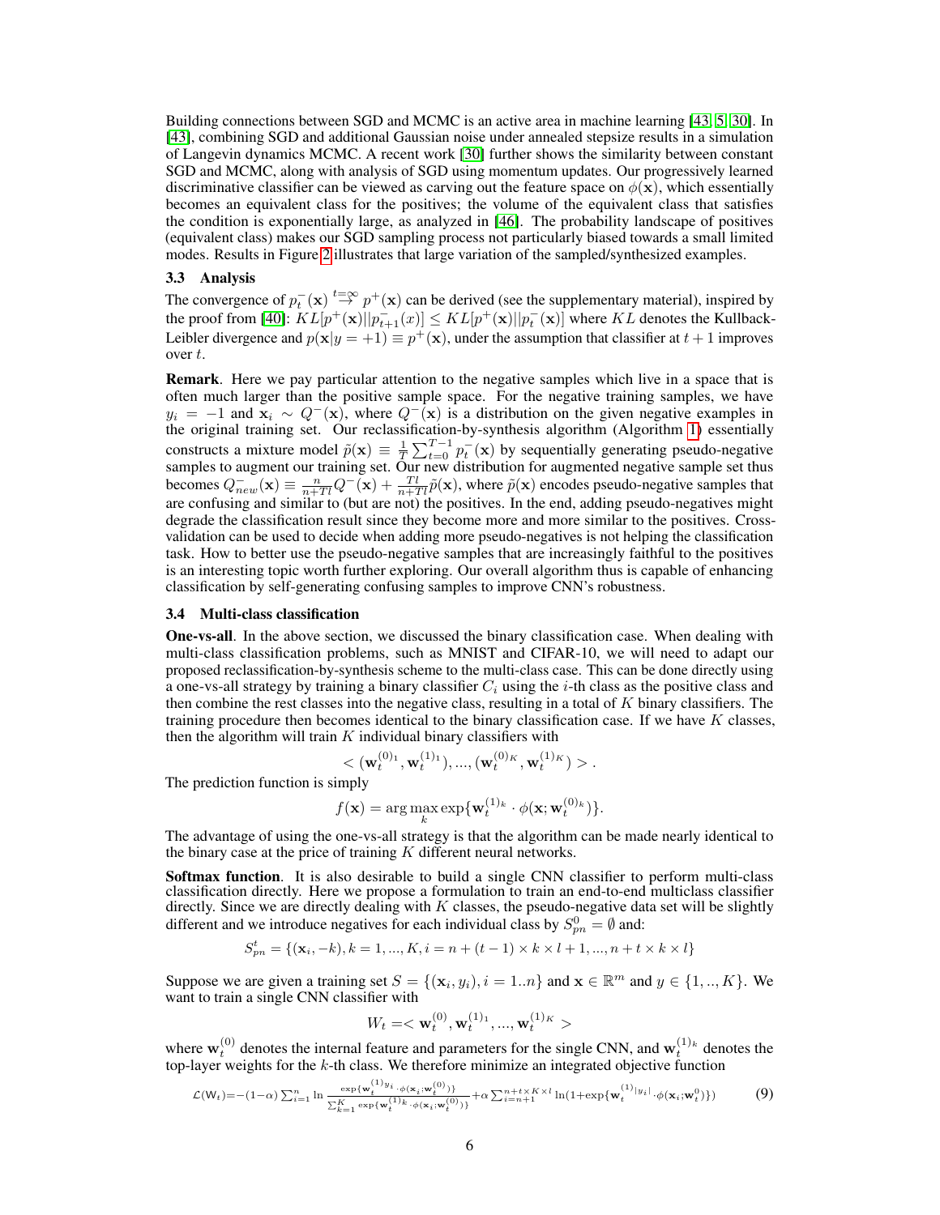Building connections between SGD and MCMC is an active area in machine learning [43, 5, 30]. In [43], combining SGD and additional Gaussian noise under annealed stepsize results in a simulation of Langevin dynamics MCMC. A recent work [30] further shows the similarity between constant SGD and MCMC, along with analysis of SGD using momentum updates. Our progressively learned discriminative classifier can be viewed as carving out the feature space on $\phi(\mathbf{x})$, which essentially becomes an equivalent class for the positives; the volume of the equivalent class that satisfies the condition is exponentially large, as analyzed in [46]. The probability landscape of positives (equivalent class) makes our SGD sampling process not particularly biased towards a small limited modes. Results in Figure 2 illustrates that large variation of the sampled/synthesized examples.

### 3.3 Analysis

The convergence of $p_t^-(\mathbf{x}) \overset{t=\infty}{\rightarrow} p^+(\mathbf{x})$ can be derived (see the supplementary material), inspired by the proof from [40]: $KL[p^+(\mathbf{x})||p_{t+1}^-(x)] \leq KL[p^+(\mathbf{x})||p_t^-(\mathbf{x})]$ where $KL$ denotes the Kullback-Leibler divergence and $p(\mathbf{x}|y=+1) \equiv p^+(\mathbf{x})$, under the assumption that classifier at $t+1$ improves over $t$.

**Remark**. Here we pay particular attention to the negative samples which live in a space that is often much larger than the positive sample space. For the negative training samples, we have $y_i = -1$ and $\mathbf{x}_i \sim Q^-(\mathbf{x})$, where $Q^-(\mathbf{x})$ is a distribution on the given negative examples in the original training set. Our reclassification-by-synthesis algorithm (Algorithm 1) essentially constructs a mixture model $\tilde{p}(\mathbf{x}) \equiv \frac{1}{T}\sum_{t=0}^{T-1} p_t^-(\mathbf{x})$ by sequentially generating pseudo-negative samples to augment our training set. Our new distribution for augmented negative sample set thus becomes $Q_{new}^-(\mathbf{x}) \equiv \frac{n}{n+Tl}Q^-(\mathbf{x}) + \frac{Tl}{n+Tl}\tilde{p}(\mathbf{x})$, where $\tilde{p}(\mathbf{x})$ encodes pseudo-negative samples that are confusing and similar to (but are not) the positives. In the end, adding pseudo-negatives might degrade the classification result since they become more and more similar to the positives. Cross-validation can be used to decide when adding more pseudo-negatives is not helping the classification task. How to better use the pseudo-negative samples that are increasingly faithful to the positives is an interesting topic worth further exploring. Our overall algorithm thus is capable of enhancing classification by self-generating confusing samples to improve CNN's robustness.

### 3.4 Multi-class classification

**One-vs-all**. In the above section, we discussed the binary classification case. When dealing with multi-class classification problems, such as MNIST and CIFAR-10, we will need to adapt our proposed reclassification-by-synthesis scheme to the multi-class case. This can be done directly using a one-vs-all strategy by training a binary classifier $C_i$ using the $i$-th class as the positive class and then combine the rest classes into the negative class, resulting in a total of $K$ binary classifiers. The training procedure then becomes identical to the binary classification case. If we have $K$ classes, then the algorithm will train $K$ individual binary classifiers with

$$< (\mathbf{w}_t^{(0)_1}, \mathbf{w}_t^{(1)_1}), ..., (\mathbf{w}_t^{(0)_K}, \mathbf{w}_t^{(1)_K}) > .$$

The prediction function is simply

$$f(\mathbf{x}) = \arg\max_k \exp\{\mathbf{w}_t^{(1)_k} \cdot \phi(\mathbf{x}; \mathbf{w}_t^{(0)_k})\}.$$

The advantage of using the one-vs-all strategy is that the algorithm can be made nearly identical to the binary case at the price of training $K$ different neural networks.

**Softmax function**. It is also desirable to build a single CNN classifier to perform multi-class classification directly. Here we propose a formulation to train an end-to-end multiclass classifier directly. Since we are directly dealing with $K$ classes, the pseudo-negative data set will be slightly different and we introduce negatives for each individual class by $S_{pn}^0 = \emptyset$ and:

$$S_{pn}^t = \{(\mathbf{x}_i, -k), k = 1, ..., K, i = n + (t-1) \times k \times l + 1, ..., n + t \times k \times l\}$$

Suppose we are given a training set $S = \{(\mathbf{x}_i, y_i), i = 1..n\}$ and $\mathbf{x} \in \mathbb{R}^m$ and $y \in \{1, .., K\}$. We want to train a single CNN classifier with

$$W_t =< \mathbf{w}_t^{(0)}, \mathbf{w}_t^{(1)_1}, ..., \mathbf{w}_t^{(1)_K} >$$

where $\mathbf{w}_t^{(0)}$ denotes the internal feature and parameters for the single CNN, and $\mathbf{w}_t^{(1)_k}$ denotes the top-layer weights for the $k$-th class. We therefore minimize an integrated objective function

$$\mathcal{L}(\mathsf{W}_t) = -(1-\alpha)\sum_{i=1}^{n} \ln \frac{\exp\{\mathbf{w}_t^{(1)_{y_i}} \cdot \phi(\mathbf{x}_i; \mathbf{w}_t^{(0)})\}}{\sum_{k=1}^{K} \exp\{\mathbf{w}_t^{(1)_k} \cdot \phi(\mathbf{x}_i; \mathbf{w}_t^{(0)})\}} + \alpha \sum_{i=n+1}^{n+t\times K\times l} \ln(1 + \exp\{\mathbf{w}_t^{(1)_{|y_i|}} \cdot \phi(\mathbf{x}_i; \mathbf{w}_t^{0})\}) \tag{9}$$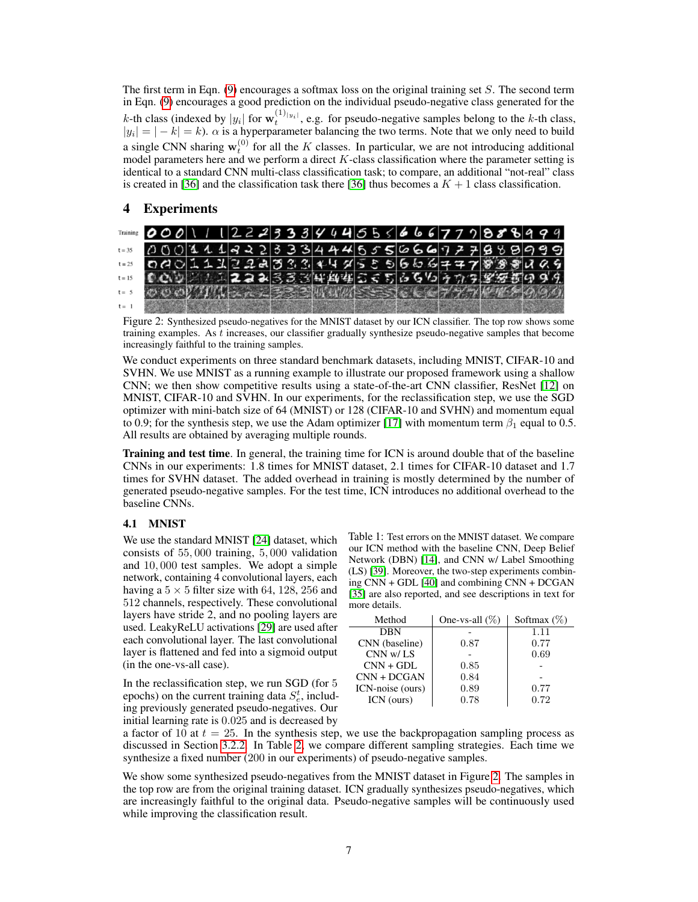The first term in Eqn. (9) encourages a softmax loss on the original training set $S$. The second term in Eqn. (9) encourages a good prediction on the individual pseudo-negative class generated for the $k$-th class (indexed by $|y_i|$ for $\mathbf{w}_t^{(1)_{|y_i|}}$, e.g. for pseudo-negative samples belong to the $k$-th class, $|y_i| = |-k| = k$). $\alpha$ is a hyperparameter balancing the two terms. Note that we only need to build a single CNN sharing $\mathbf{w}_t^{(0)}$ for all the $K$ classes. In particular, we are not introducing additional model parameters here and we perform a direct $K$-class classification where the parameter setting is identical to a standard CNN multi-class classification task; to compare, an additional "not-real" class is created in [36] and the classification task there [36] thus becomes a $K+1$ class classification.

# 4 Experiments

Figure 2: Synthesized pseudo-negatives for the MNIST dataset by our ICN classifier. The top row shows some training examples. As $t$ increases, our classifier gradually synthesize pseudo-negative samples that become increasingly faithful to the training samples.

We conduct experiments on three standard benchmark datasets, including MNIST, CIFAR-10 and SVHN. We use MNIST as a running example to illustrate our proposed framework using a shallow CNN; we then show competitive results using a state-of-the-art CNN classifier, ResNet [12] on MNIST, CIFAR-10 and SVHN. In our experiments, for the reclassification step, we use the SGD optimizer with mini-batch size of 64 (MNIST) or 128 (CIFAR-10 and SVHN) and momentum equal to 0.9; for the synthesis step, we use the Adam optimizer [17] with momentum term $\beta_1$ equal to 0.5. All results are obtained by averaging multiple rounds.

**Training and test time**. In general, the training time for ICN is around double that of the baseline CNNs in our experiments: 1.8 times for MNIST dataset, 2.1 times for CIFAR-10 dataset and 1.7 times for SVHN dataset. The added overhead in training is mostly determined by the number of generated pseudo-negative samples. For the test time, ICN introduces no additional overhead to the baseline CNNs.

## 4.1 MNIST

We use the standard MNIST [24] dataset, which consists of $55,000$ training, $5,000$ validation and $10,000$ test samples. We adopt a simple network, containing 4 convolutional layers, each having a $5 \times 5$ filter size with 64, 128, 256 and 512 channels, respectively. These convolutional layers have stride 2, and no pooling layers are used. LeakyReLU activations [29] are used after each convolutional layer. The last convolutional layer is flattened and fed into a sigmoid output (in the one-vs-all case).

Table 1: Test errors on the MNIST dataset. We compare our ICN method with the baseline CNN, Deep Belief Network (DBN) [14], and CNN w/ Label Smoothing (LS) [39]. Moreover, the two-step experiments combining CNN + GDL [40] and combining CNN + DCGAN [35] are also reported, and see descriptions in text for more details.

| Method | One-vs-all (%) | Softmax (%) |
|---|---|---|
| DBN | - | 1.11 |
| CNN (baseline) | 0.87 | 0.77 |
| CNN w/ LS | - | 0.69 |
| CNN + GDL | 0.85 | - |
| CNN + DCGAN | 0.84 | - |
| ICN-noise (ours) | 0.89 | 0.77 |
| ICN (ours) | 0.78 | 0.72 |

In the reclassification step, we run SGD (for 5 epochs) on the current training data $S_e^t$, including previously generated pseudo-negatives. Our initial learning rate is $0.025$ and is decreased by a factor of 10 at $t = 25$. In the synthesis step, we use the backpropagation sampling process as discussed in Section 3.2.2. In Table 2, we compare different sampling strategies. Each time we synthesize a fixed number (200 in our experiments) of pseudo-negative samples.

We show some synthesized pseudo-negatives from the MNIST dataset in Figure 2. The samples in the top row are from the original training dataset. ICN gradually synthesizes pseudo-negatives, which are increasingly faithful to the original data. Pseudo-negative samples will be continuously used while improving the classification result.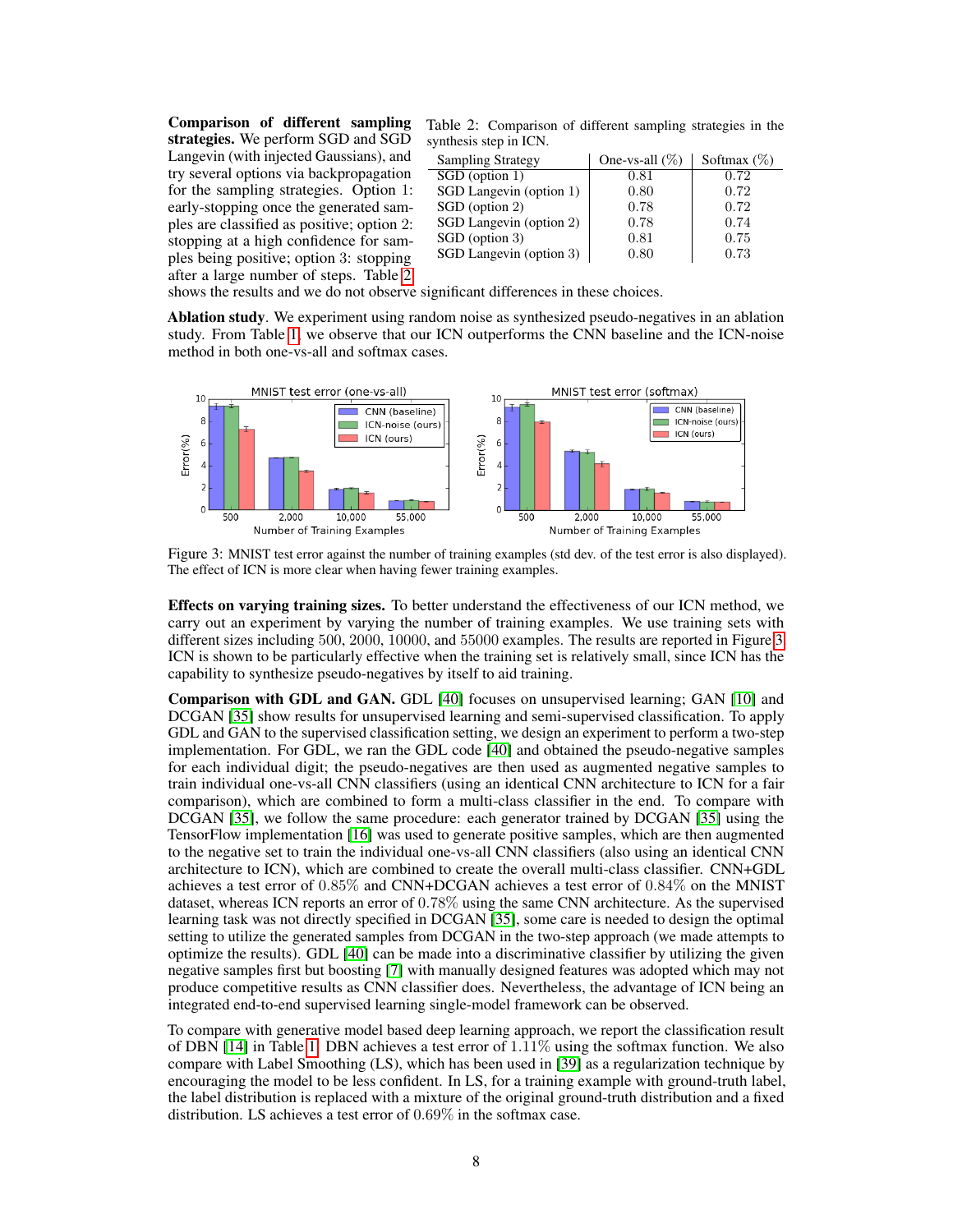**Comparison of different sampling strategies.** We perform SGD and SGD Langevin (with injected Gaussians), and try several options via backpropagation for the sampling strategies. Option 1: early-stopping once the generated samples are classified as positive; option 2: stopping at a high confidence for samples being positive; option 3: stopping after a large number of steps. Table 2 shows the results and we do not observe significant differences in these choices.

Table 2: Comparison of different sampling strategies in the synthesis step in ICN.

| Sampling Strategy | One-vs-all (%) | Softmax (%) |
|---|---|---|
| SGD (option 1) | 0.81 | 0.72 |
| SGD Langevin (option 1) | 0.80 | 0.72 |
| SGD (option 2) | 0.78 | 0.72 |
| SGD Langevin (option 2) | 0.78 | 0.74 |
| SGD (option 3) | 0.81 | 0.75 |
| SGD Langevin (option 3) | 0.80 | 0.73 |

**Ablation study**. We experiment using random noise as synthesized pseudo-negatives in an ablation study. From Table 1, we observe that our ICN outperforms the CNN baseline and the ICN-noise method in both one-vs-all and softmax cases.

Figure 3: MNIST test error against the number of training examples (std dev. of the test error is also displayed). The effect of ICN is more clear when having fewer training examples.

**Effects on varying training sizes.** To better understand the effectiveness of our ICN method, we carry out an experiment by varying the number of training examples. We use training sets with different sizes including 500, 2000, 10000, and 55000 examples. The results are reported in Figure 3. ICN is shown to be particularly effective when the training set is relatively small, since ICN has the capability to synthesize pseudo-negatives by itself to aid training.

**Comparison with GDL and GAN.** GDL [40] focuses on unsupervised learning; GAN [10] and DCGAN [35] show results for unsupervised learning and semi-supervised classification. To apply GDL and GAN to the supervised classification setting, we design an experiment to perform a two-step implementation. For GDL, we ran the GDL code [40] and obtained the pseudo-negative samples for each individual digit; the pseudo-negatives are then used as augmented negative samples to train individual one-vs-all CNN classifiers (using an identical CNN architecture to ICN for a fair comparison), which are combined to form a multi-class classifier in the end. To compare with DCGAN [35], we follow the same procedure: each generator trained by DCGAN [35] using the TensorFlow implementation [16] was used to generate positive samples, which are then augmented to the negative set to train the individual one-vs-all CNN classifiers (also using an identical CNN architecture to ICN), which are combined to create the overall multi-class classifier. CNN+GDL achieves a test error of $0.85\%$ and CNN+DCGAN achieves a test error of $0.84\%$ on the MNIST dataset, whereas ICN reports an error of $0.78\%$ using the same CNN architecture. As the supervised learning task was not directly specified in DCGAN [35], some care is needed to design the optimal setting to utilize the generated samples from DCGAN in the two-step approach (we made attempts to optimize the results). GDL [40] can be made into a discriminative classifier by utilizing the given negative samples first but boosting [7] with manually designed features was adopted which may not produce competitive results as CNN classifier does. Nevertheless, the advantage of ICN being an integrated end-to-end supervised learning single-model framework can be observed.

To compare with generative model based deep learning approach, we report the classification result of DBN [14] in Table 1. DBN achieves a test error of $1.11\%$ using the softmax function. We also compare with Label Smoothing (LS), which has been used in [39] as a regularization technique by encouraging the model to be less confident. In LS, for a training example with ground-truth label, the label distribution is replaced with a mixture of the original ground-truth distribution and a fixed distribution. LS achieves a test error of $0.69\%$ in the softmax case.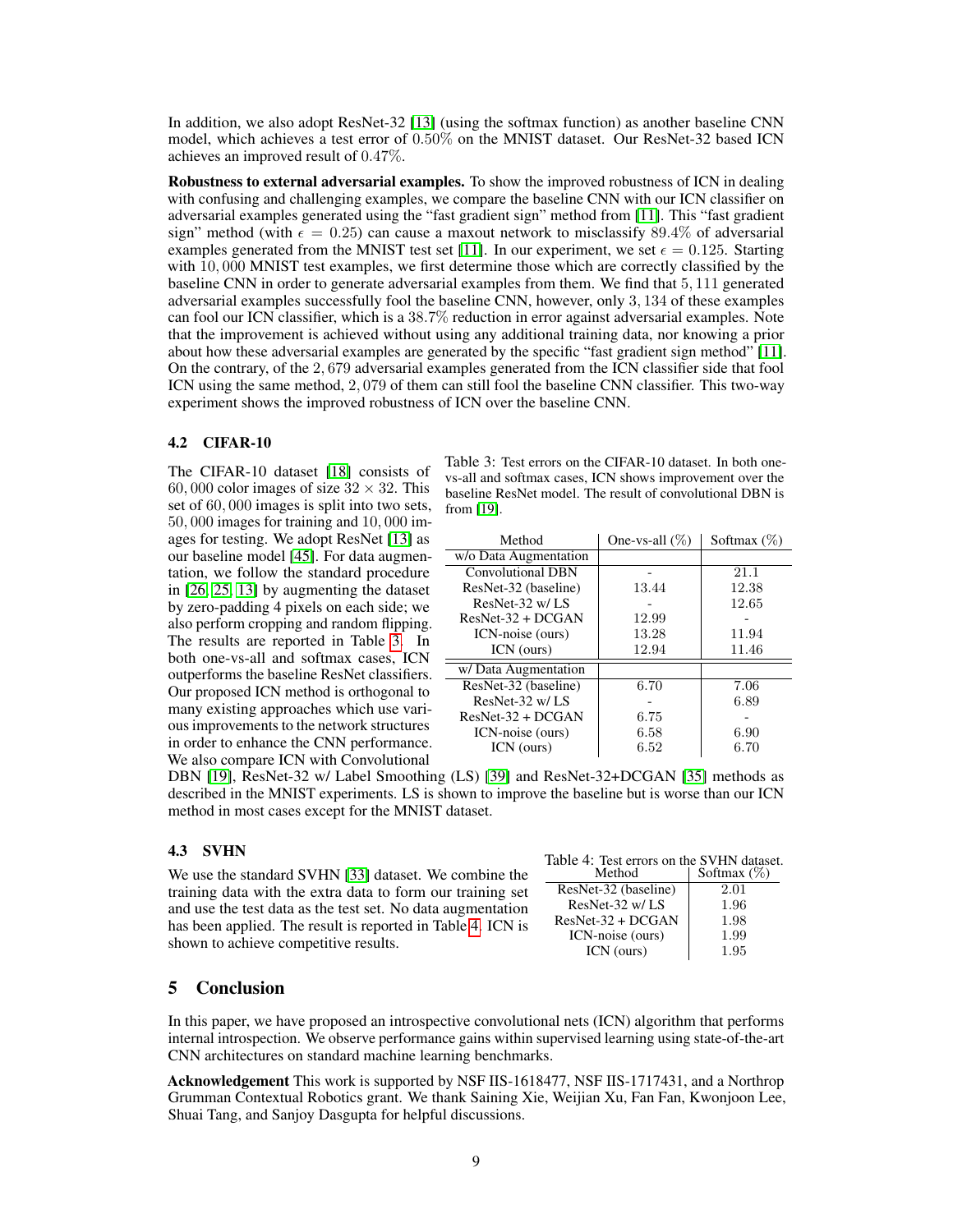In addition, we also adopt ResNet-32 [13] (using the softmax function) as another baseline CNN model, which achieves a test error of 0.50% on the MNIST dataset. Our ResNet-32 based ICN achieves an improved result of 0.47%.

**Robustness to external adversarial examples.** To show the improved robustness of ICN in dealing with confusing and challenging examples, we compare the baseline CNN with our ICN classifier on adversarial examples generated using the "fast gradient sign" method from [11]. This "fast gradient sign" method (with $\epsilon = 0.25$) can cause a maxout network to misclassify 89.4% of adversarial examples generated from the MNIST test set [11]. In our experiment, we set $\epsilon = 0.125$. Starting with 10,000 MNIST test examples, we first determine those which are correctly classified by the baseline CNN in order to generate adversarial examples from them. We find that 5,111 generated adversarial examples successfully fool the baseline CNN, however, only 3,134 of these examples can fool our ICN classifier, which is a 38.7% reduction in error against adversarial examples. Note that the improvement is achieved without using any additional training data, nor knowing a prior about how these adversarial examples are generated by the specific "fast gradient sign method" [11]. On the contrary, of the 2,679 adversarial examples generated from the ICN classifier side that fool ICN using the same method, 2,079 of them can still fool the baseline CNN classifier. This two-way experiment shows the improved robustness of ICN over the baseline CNN.

### 4.2 CIFAR-10

The CIFAR-10 dataset [18] consists of 60,000 color images of size $32 \times 32$. This set of 60,000 images is split into two sets, 50,000 images for training and 10,000 images for testing. We adopt ResNet [13] as our baseline model [45]. For data augmentation, we follow the standard procedure in [26, 25, 13] by augmenting the dataset by zero-padding 4 pixels on each side; we also perform cropping and random flipping. The results are reported in Table 3. In both one-vs-all and softmax cases, ICN outperforms the baseline ResNet classifiers. Our proposed ICN method is orthogonal to many existing approaches which use various improvements to the network structures in order to enhance the CNN performance. We also compare ICN with Convolutional DBN [19], ResNet-32 w/ Label Smoothing (LS) [39] and ResNet-32+DCGAN [35] methods as described in the MNIST experiments. LS is shown to improve the baseline but is worse than our ICN method in most cases except for the MNIST dataset.

Table 3: Test errors on the CIFAR-10 dataset. In both one-vs-all and softmax cases, ICN shows improvement over the baseline ResNet model. The result of convolutional DBN is from [19].

| Method | One-vs-all (%) | Softmax (%) |
|---|---|---|
| w/o Data Augmentation | | |
| Convolutional DBN | - | 21.1 |
| ResNet-32 (baseline) | 13.44 | 12.38 |
| ResNet-32 w/ LS | - | 12.65 |
| ResNet-32 + DCGAN | 12.99 | - |
| ICN-noise (ours) | 13.28 | 11.94 |
| ICN (ours) | 12.94 | 11.46 |
| w/ Data Augmentation | | |
| ResNet-32 (baseline) | 6.70 | 7.06 |
| ResNet-32 w/ LS | - | 6.89 |
| ResNet-32 + DCGAN | 6.75 | - |
| ICN-noise (ours) | 6.58 | 6.90 |
| ICN (ours) | 6.52 | 6.70 |

### 4.3 SVHN

We use the standard SVHN [33] dataset. We combine the training data with the extra data to form our training set and use the test data as the test set. No data augmentation has been applied. The result is reported in Table 4. ICN is shown to achieve competitive results.

Table 4: Test errors on the SVHN dataset.

| Method | Softmax (%) |
|---|---|
| ResNet-32 (baseline) | 2.01 |
| ResNet-32 w/ LS | 1.96 |
| ResNet-32 + DCGAN | 1.98 |
| ICN-noise (ours) | 1.99 |
| ICN (ours) | 1.95 |

## 5 Conclusion

In this paper, we have proposed an introspective convolutional nets (ICN) algorithm that performs internal introspection. We observe performance gains within supervised learning using state-of-the-art CNN architectures on standard machine learning benchmarks.

**Acknowledgement** This work is supported by NSF IIS-1618477, NSF IIS-1717431, and a Northrop Grumman Contextual Robotics grant. We thank Saining Xie, Weijian Xu, Fan Fan, Kwonjoon Lee, Shuai Tang, and Sanjoy Dasgupta for helpful discussions.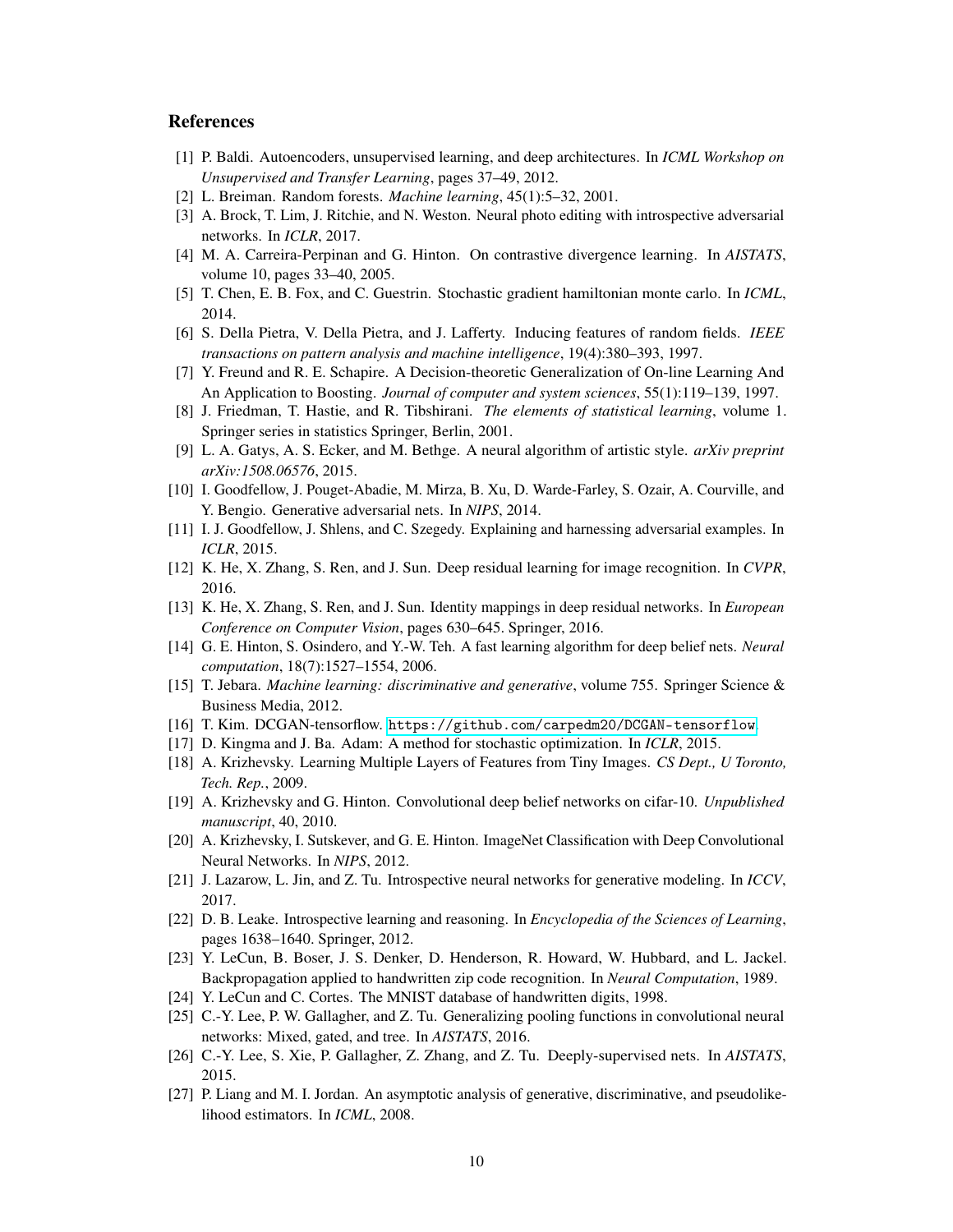## References

[1] P. Baldi. Autoencoders, unsupervised learning, and deep architectures. In *ICML Workshop on Unsupervised and Transfer Learning*, pages 37–49, 2012.

[2] L. Breiman. Random forests. *Machine learning*, 45(1):5–32, 2001.

[3] A. Brock, T. Lim, J. Ritchie, and N. Weston. Neural photo editing with introspective adversarial networks. In *ICLR*, 2017.

[4] M. A. Carreira-Perpinan and G. Hinton. On contrastive divergence learning. In *AISTATS*, volume 10, pages 33–40, 2005.

[5] T. Chen, E. B. Fox, and C. Guestrin. Stochastic gradient hamiltonian monte carlo. In *ICML*, 2014.

[6] S. Della Pietra, V. Della Pietra, and J. Lafferty. Inducing features of random fields. *IEEE transactions on pattern analysis and machine intelligence*, 19(4):380–393, 1997.

[7] Y. Freund and R. E. Schapire. A Decision-theoretic Generalization of On-line Learning And An Application to Boosting. *Journal of computer and system sciences*, 55(1):119–139, 1997.

[8] J. Friedman, T. Hastie, and R. Tibshirani. *The elements of statistical learning*, volume 1. Springer series in statistics Springer, Berlin, 2001.

[9] L. A. Gatys, A. S. Ecker, and M. Bethge. A neural algorithm of artistic style. *arXiv preprint arXiv:1508.06576*, 2015.

[10] I. Goodfellow, J. Pouget-Abadie, M. Mirza, B. Xu, D. Warde-Farley, S. Ozair, A. Courville, and Y. Bengio. Generative adversarial nets. In *NIPS*, 2014.

[11] I. J. Goodfellow, J. Shlens, and C. Szegedy. Explaining and harnessing adversarial examples. In *ICLR*, 2015.

[12] K. He, X. Zhang, S. Ren, and J. Sun. Deep residual learning for image recognition. In *CVPR*, 2016.

[13] K. He, X. Zhang, S. Ren, and J. Sun. Identity mappings in deep residual networks. In *European Conference on Computer Vision*, pages 630–645. Springer, 2016.

[14] G. E. Hinton, S. Osindero, and Y.-W. Teh. A fast learning algorithm for deep belief nets. *Neural computation*, 18(7):1527–1554, 2006.

[15] T. Jebara. *Machine learning: discriminative and generative*, volume 755. Springer Science & Business Media, 2012.

[16] T. Kim. DCGAN-tensorflow. https://github.com/carpedm20/DCGAN-tensorflow.

[17] D. Kingma and J. Ba. Adam: A method for stochastic optimization. In *ICLR*, 2015.

[18] A. Krizhevsky. Learning Multiple Layers of Features from Tiny Images. *CS Dept., U Toronto, Tech. Rep.*, 2009.

[19] A. Krizhevsky and G. Hinton. Convolutional deep belief networks on cifar-10. *Unpublished manuscript*, 40, 2010.

[20] A. Krizhevsky, I. Sutskever, and G. E. Hinton. ImageNet Classification with Deep Convolutional Neural Networks. In *NIPS*, 2012.

[21] J. Lazarow, L. Jin, and Z. Tu. Introspective neural networks for generative modeling. In *ICCV*, 2017.

[22] D. B. Leake. Introspective learning and reasoning. In *Encyclopedia of the Sciences of Learning*, pages 1638–1640. Springer, 2012.

[23] Y. LeCun, B. Boser, J. S. Denker, D. Henderson, R. Howard, W. Hubbard, and L. Jackel. Backpropagation applied to handwritten zip code recognition. In *Neural Computation*, 1989.

[24] Y. LeCun and C. Cortes. The MNIST database of handwritten digits, 1998.

[25] C.-Y. Lee, P. W. Gallagher, and Z. Tu. Generalizing pooling functions in convolutional neural networks: Mixed, gated, and tree. In *AISTATS*, 2016.

[26] C.-Y. Lee, S. Xie, P. Gallagher, Z. Zhang, and Z. Tu. Deeply-supervised nets. In *AISTATS*, 2015.

[27] P. Liang and M. I. Jordan. An asymptotic analysis of generative, discriminative, and pseudolikelihood estimators. In *ICML*, 2008.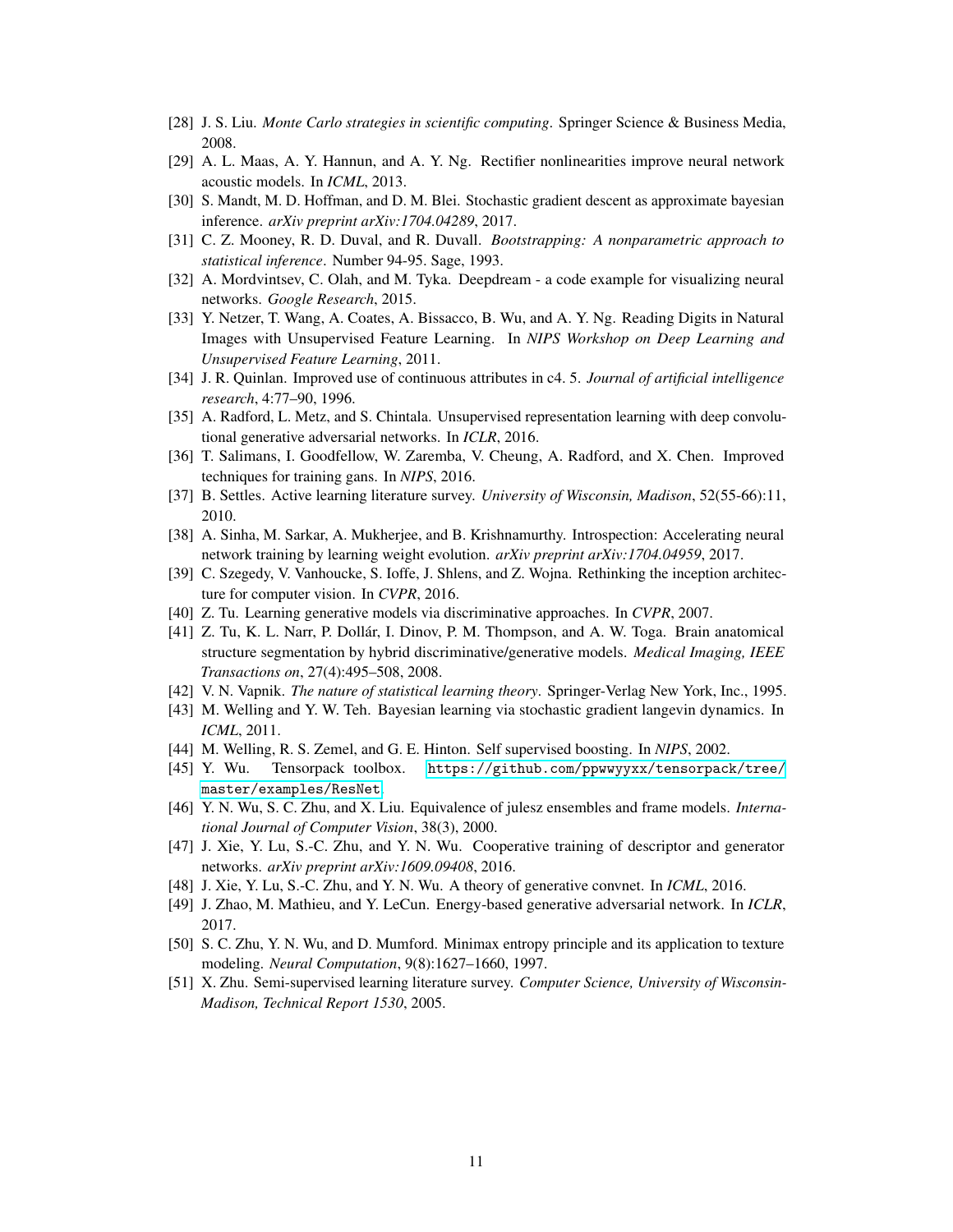[28] J. S. Liu. *Monte Carlo strategies in scientific computing*. Springer Science & Business Media, 2008.

[29] A. L. Maas, A. Y. Hannun, and A. Y. Ng. Rectifier nonlinearities improve neural network acoustic models. In *ICML*, 2013.

[30] S. Mandt, M. D. Hoffman, and D. M. Blei. Stochastic gradient descent as approximate bayesian inference. *arXiv preprint arXiv:1704.04289*, 2017.

[31] C. Z. Mooney, R. D. Duval, and R. Duvall. *Bootstrapping: A nonparametric approach to statistical inference*. Number 94-95. Sage, 1993.

[32] A. Mordvintsev, C. Olah, and M. Tyka. Deepdream - a code example for visualizing neural networks. *Google Research*, 2015.

[33] Y. Netzer, T. Wang, A. Coates, A. Bissacco, B. Wu, and A. Y. Ng. Reading Digits in Natural Images with Unsupervised Feature Learning. In *NIPS Workshop on Deep Learning and Unsupervised Feature Learning*, 2011.

[34] J. R. Quinlan. Improved use of continuous attributes in c4. 5. *Journal of artificial intelligence research*, 4:77–90, 1996.

[35] A. Radford, L. Metz, and S. Chintala. Unsupervised representation learning with deep convolutional generative adversarial networks. In *ICLR*, 2016.

[36] T. Salimans, I. Goodfellow, W. Zaremba, V. Cheung, A. Radford, and X. Chen. Improved techniques for training gans. In *NIPS*, 2016.

[37] B. Settles. Active learning literature survey. *University of Wisconsin, Madison*, 52(55-66):11, 2010.

[38] A. Sinha, M. Sarkar, A. Mukherjee, and B. Krishnamurthy. Introspection: Accelerating neural network training by learning weight evolution. *arXiv preprint arXiv:1704.04959*, 2017.

[39] C. Szegedy, V. Vanhoucke, S. Ioffe, J. Shlens, and Z. Wojna. Rethinking the inception architecture for computer vision. In *CVPR*, 2016.

[40] Z. Tu. Learning generative models via discriminative approaches. In *CVPR*, 2007.

[41] Z. Tu, K. L. Narr, P. Dollár, I. Dinov, P. M. Thompson, and A. W. Toga. Brain anatomical structure segmentation by hybrid discriminative/generative models. *Medical Imaging, IEEE Transactions on*, 27(4):495–508, 2008.

[42] V. N. Vapnik. *The nature of statistical learning theory*. Springer-Verlag New York, Inc., 1995.

[43] M. Welling and Y. W. Teh. Bayesian learning via stochastic gradient langevin dynamics. In *ICML*, 2011.

[44] M. Welling, R. S. Zemel, and G. E. Hinton. Self supervised boosting. In *NIPS*, 2002.

[45] Y. Wu. Tensorpack toolbox. `https://github.com/ppwwyyxx/tensorpack/tree/master/examples/ResNet`.

[46] Y. N. Wu, S. C. Zhu, and X. Liu. Equivalence of julesz ensembles and frame models. *International Journal of Computer Vision*, 38(3), 2000.

[47] J. Xie, Y. Lu, S.-C. Zhu, and Y. N. Wu. Cooperative training of descriptor and generator networks. *arXiv preprint arXiv:1609.09408*, 2016.

[48] J. Xie, Y. Lu, S.-C. Zhu, and Y. N. Wu. A theory of generative convnet. In *ICML*, 2016.

[49] J. Zhao, M. Mathieu, and Y. LeCun. Energy-based generative adversarial network. In *ICLR*, 2017.

[50] S. C. Zhu, Y. N. Wu, and D. Mumford. Minimax entropy principle and its application to texture modeling. *Neural Computation*, 9(8):1627–1660, 1997.

[51] X. Zhu. Semi-supervised learning literature survey. *Computer Science, University of Wisconsin-Madison, Technical Report 1530*, 2005.